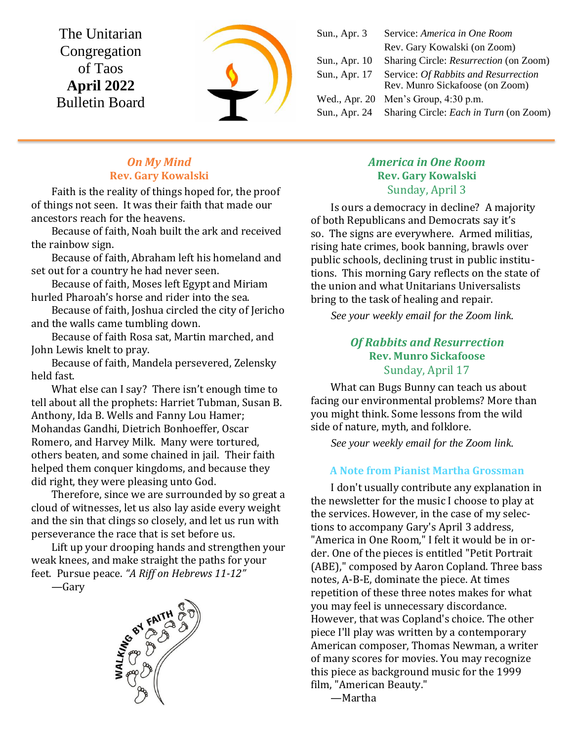# The Unitarian Congregation of Taos **April 2022** Bulletin Board

| | |
|---|---|
| Sun., Apr. 3 | Service: *America in One Room* Rev. Gary Kowalski (on Zoom) |
| Sun., Apr. 10 | Sharing Circle: *Resurrection* (on Zoom) |
| Sun., Apr. 17 | Service: *Of Rabbits and Resurrection* Rev. Munro Sickafoose (on Zoom) |
| Wed., Apr. 20 | Men's Group, 4:30 p.m. |
| Sun., Apr. 24 | Sharing Circle: *Each in Turn* (on Zoom) |

## *On My Mind*
### Rev. Gary Kowalski

Faith is the reality of things hoped for, the proof of things not seen. It was their faith that made our ancestors reach for the heavens.

Because of faith, Noah built the ark and received the rainbow sign.

Because of faith, Abraham left his homeland and set out for a country he had never seen.

Because of faith, Moses left Egypt and Miriam hurled Pharoah's horse and rider into the sea.

Because of faith, Joshua circled the city of Jericho and the walls came tumbling down.

Because of faith Rosa sat, Martin marched, and John Lewis knelt to pray.

Because of faith, Mandela persevered, Zelensky held fast.

What else can I say? There isn't enough time to tell about all the prophets: Harriet Tubman, Susan B. Anthony, Ida B. Wells and Fanny Lou Hamer; Mohandas Gandhi, Dietrich Bonhoeffer, Oscar Romero, and Harvey Milk. Many were tortured, others beaten, and some chained in jail. Their faith helped them conquer kingdoms, and because they did right, they were pleasing unto God.

Therefore, since we are surrounded by so great a cloud of witnesses, let us also lay aside every weight and the sin that clings so closely, and let us run with perseverance the race that is set before us.

Lift up your drooping hands and strengthen your weak knees, and make straight the paths for your feet. Pursue peace. *"A Riff on Hebrews 11-12"*

—Gary

## *America in One Room*
### Rev. Gary Kowalski
Sunday, April 3

Is ours a democracy in decline? A majority of both Republicans and Democrats say it's so. The signs are everywhere. Armed militias, rising hate crimes, book banning, brawls over public schools, declining trust in public institutions. This morning Gary reflects on the state of the union and what Unitarians Universalists bring to the task of healing and repair.

*See your weekly email for the Zoom link.*

## *Of Rabbits and Resurrection*
### Rev. Munro Sickafoose
Sunday, April 17

What can Bugs Bunny can teach us about facing our environmental problems? More than you might think. Some lessons from the wild side of nature, myth, and folklore.

*See your weekly email for the Zoom link.*

### A Note from Pianist Martha Grossman

I don't usually contribute any explanation in the newsletter for the music I choose to play at the services. However, in the case of my selections to accompany Gary's April 3 address, "America in One Room," I felt it would be in order. One of the pieces is entitled "Petit Portrait (ABE)," composed by Aaron Copland. Three bass notes, A-B-E, dominate the piece. At times repetition of these three notes makes for what you may feel is unnecessary discordance. However, that was Copland's choice. The other piece I'll play was written by a contemporary American composer, Thomas Newman, a writer of many scores for movies. You may recognize this piece as background music for the 1999 film, "American Beauty."

—Martha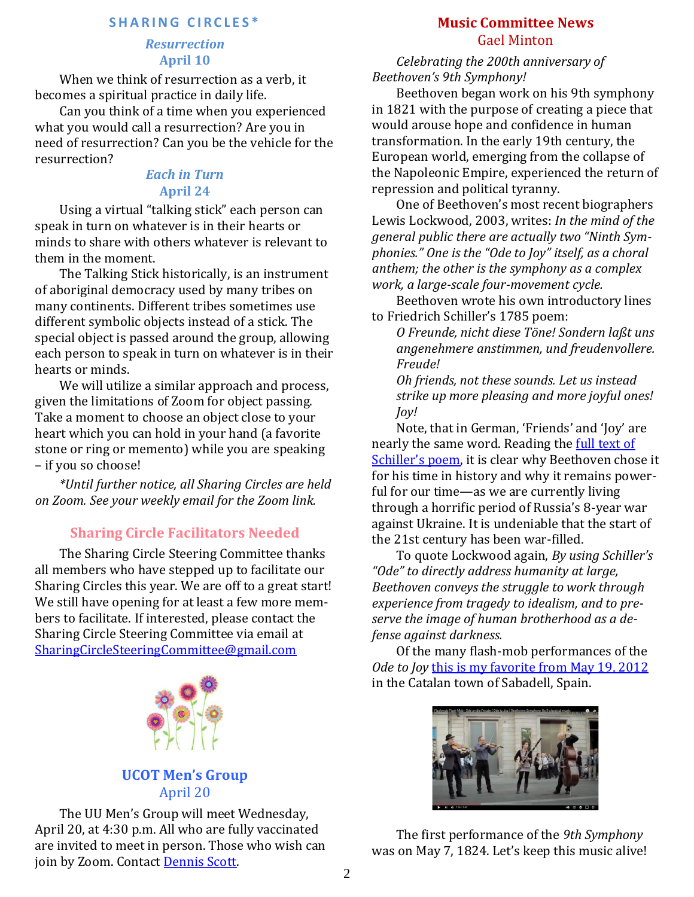## SHARING CIRCLES*

### *Resurrection*
### April 10

When we think of resurrection as a verb, it becomes a spiritual practice in daily life.

Can you think of a time when you experienced what you would call a resurrection? Are you in need of resurrection? Can you be the vehicle for the resurrection?

### *Each in Turn*
### April 24

Using a virtual "talking stick" each person can speak in turn on whatever is in their hearts or minds to share with others whatever is relevant to them in the moment.

The Talking Stick historically, is an instrument of aboriginal democracy used by many tribes on many continents. Different tribes sometimes use different symbolic objects instead of a stick. The special object is passed around the group, allowing each person to speak in turn on whatever is in their hearts or minds.

We will utilize a similar approach and process, given the limitations of Zoom for object passing. Take a moment to choose an object close to your heart which you can hold in your hand (a favorite stone or ring or memento) while you are speaking – if you so choose!

*\*Until further notice, all Sharing Circles are held on Zoom. See your weekly email for the Zoom link.*

## Sharing Circle Facilitators Needed

The Sharing Circle Steering Committee thanks all members who have stepped up to facilitate our Sharing Circles this year. We are off to a great start! We still have opening for at least a few more members to facilitate. If interested, please contact the Sharing Circle Steering Committee via email at SharingCircleSteeringCommittee@gmail.com

## UCOT Men's Group
### April 20

The UU Men's Group will meet Wednesday, April 20, at 4:30 p.m. All who are fully vaccinated are invited to meet in person. Those who wish can join by Zoom. Contact Dennis Scott.

## Music Committee News
### Gael Minton

*Celebrating the 200th anniversary of Beethoven's 9th Symphony!*

Beethoven began work on his 9th symphony in 1821 with the purpose of creating a piece that would arouse hope and confidence in human transformation. In the early 19th century, the European world, emerging from the collapse of the Napoleonic Empire, experienced the return of repression and political tyranny.

One of Beethoven's most recent biographers Lewis Lockwood, 2003, writes: *In the mind of the general public there are actually two "Ninth Symphonies." One is the "Ode to Joy" itself, as a choral anthem; the other is the symphony as a complex work, a large-scale four-movement cycle.*

Beethoven wrote his own introductory lines to Friedrich Schiller's 1785 poem:

> *O Freunde, nicht diese Töne! Sondern laßt uns angenehmere anstimmen, und freudenvollere. Freude!*
>
> *Oh friends, not these sounds. Let us instead strike up more pleasing and more joyful ones! Joy!*

Note, that in German, 'Friends' and 'Joy' are nearly the same word. Reading the full text of Schiller's poem, it is clear why Beethoven chose it for his time in history and why it remains powerful for our time—as we are currently living through a horrific period of Russia's 8-year war against Ukraine. It is undeniable that the start of the 21st century has been war-filled.

To quote Lockwood again, *By using Schiller's "Ode" to directly address humanity at large, Beethoven conveys the struggle to work through experience from tragedy to idealism, and to preserve the image of human brotherhood as a defense against darkness.*

Of the many flash-mob performances of the *Ode to Joy* this is my favorite from May 19, 2012 in the Catalan town of Sabadell, Spain.

The first performance of the *9th Symphony* was on May 7, 1824. Let's keep this music alive!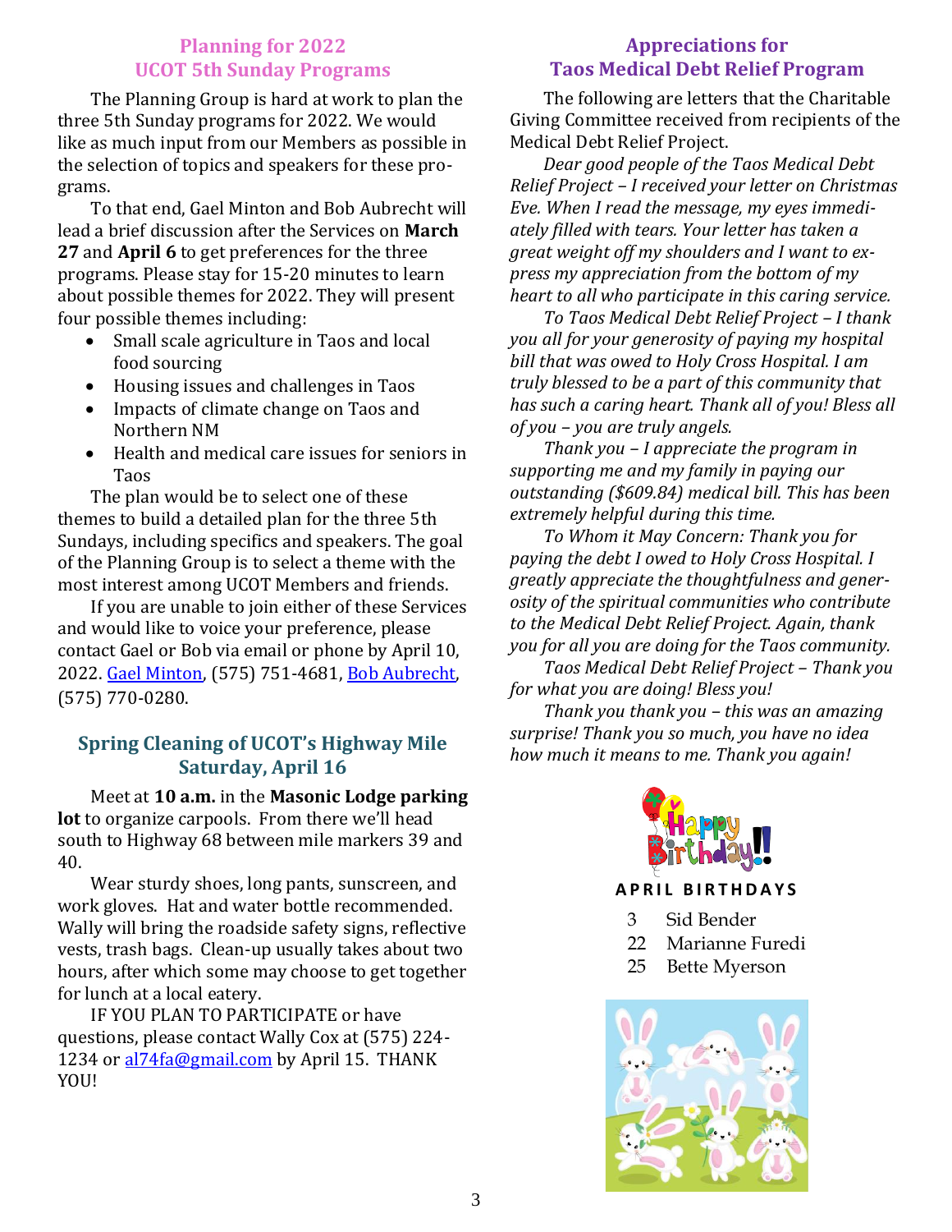## Planning for 2022 UCOT 5th Sunday Programs

The Planning Group is hard at work to plan the three 5th Sunday programs for 2022. We would like as much input from our Members as possible in the selection of topics and speakers for these programs.

To that end, Gael Minton and Bob Aubrecht will lead a brief discussion after the Services on **March 27** and **April 6** to get preferences for the three programs. Please stay for 15-20 minutes to learn about possible themes for 2022. They will present four possible themes including:

- Small scale agriculture in Taos and local food sourcing
- Housing issues and challenges in Taos
- Impacts of climate change on Taos and Northern NM
- Health and medical care issues for seniors in Taos

The plan would be to select one of these themes to build a detailed plan for the three 5th Sundays, including specifics and speakers. The goal of the Planning Group is to select a theme with the most interest among UCOT Members and friends.

If you are unable to join either of these Services and would like to voice your preference, please contact Gael or Bob via email or phone by April 10, 2022. Gael Minton, (575) 751-4681, Bob Aubrecht, (575) 770-0280.

## Spring Cleaning of UCOT's Highway Mile Saturday, April 16

Meet at **10 a.m.** in the **Masonic Lodge parking lot** to organize carpools. From there we'll head south to Highway 68 between mile markers 39 and 40.

Wear sturdy shoes, long pants, sunscreen, and work gloves. Hat and water bottle recommended. Wally will bring the roadside safety signs, reflective vests, trash bags. Clean-up usually takes about two hours, after which some may choose to get together for lunch at a local eatery.

IF YOU PLAN TO PARTICIPATE or have questions, please contact Wally Cox at (575) 224-1234 or al74fa@gmail.com by April 15. THANK YOU!

## Appreciations for Taos Medical Debt Relief Program

The following are letters that the Charitable Giving Committee received from recipients of the Medical Debt Relief Project.

*Dear good people of the Taos Medical Debt Relief Project – I received your letter on Christmas Eve. When I read the message, my eyes immediately filled with tears. Your letter has taken a great weight off my shoulders and I want to express my appreciation from the bottom of my heart to all who participate in this caring service.*

*To Taos Medical Debt Relief Project – I thank you all for your generosity of paying my hospital bill that was owed to Holy Cross Hospital. I am truly blessed to be a part of this community that has such a caring heart. Thank all of you! Bless all of you – you are truly angels.*

*Thank you – I appreciate the program in supporting me and my family in paying our outstanding ($609.84) medical bill. This has been extremely helpful during this time.*

*To Whom it May Concern: Thank you for paying the debt I owed to Holy Cross Hospital. I greatly appreciate the thoughtfulness and generosity of the spiritual communities who contribute to the Medical Debt Relief Project. Again, thank you for all you are doing for the Taos community.*

*Taos Medical Debt Relief Project – Thank you for what you are doing! Bless you!*

*Thank you thank you – this was an amazing surprise! Thank you so much, you have no idea how much it means to me. Thank you again!*

Happy Birthday!!

**APRIL BIRTHDAYS**

3 Sid Bender
22 Marianne Furedi
25 Bette Myerson